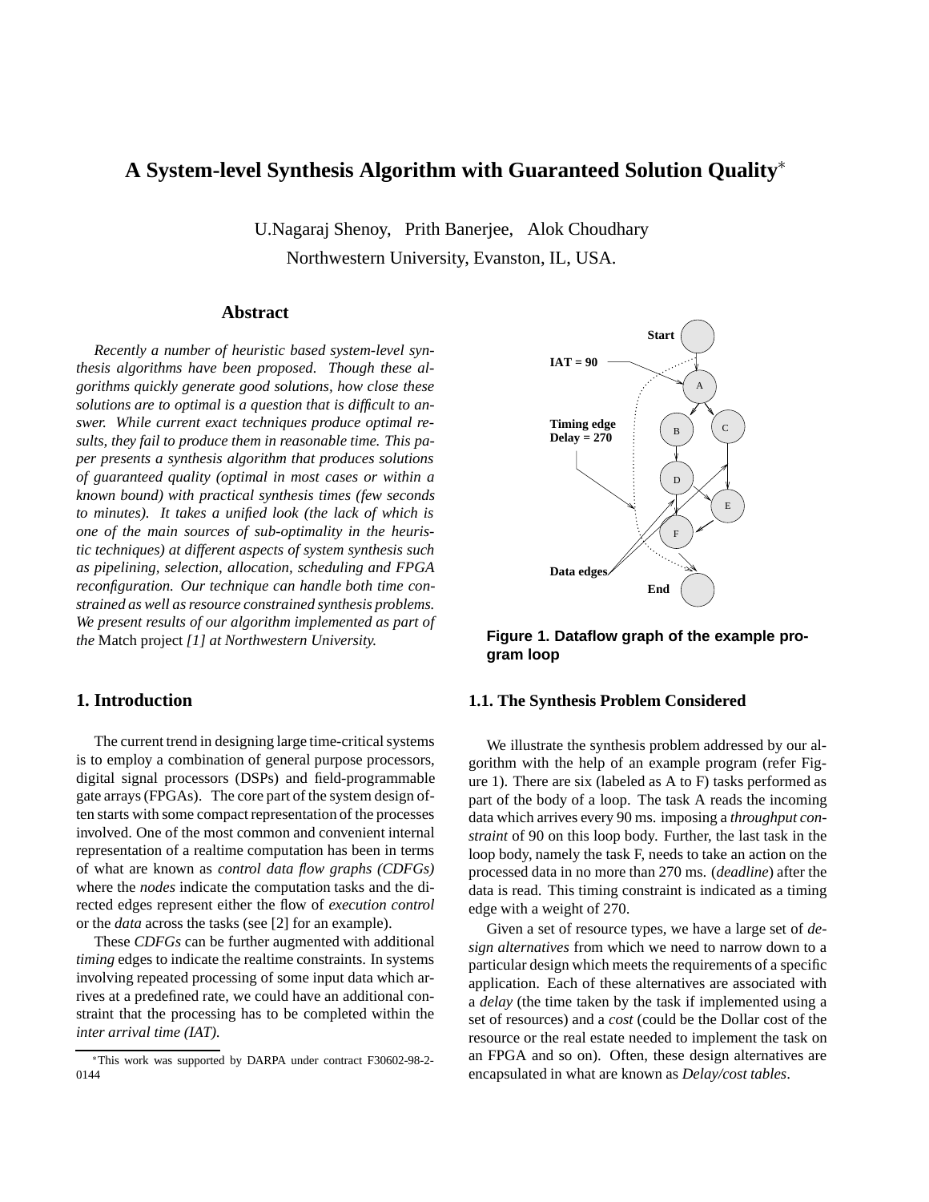# A System-level Synthesis Algorithm with Guaranteed Solution Quality*

U.Nagaraj Shenoy, Prith Banerjee, Alok Choudhary

Northwestern University, Evanston, IL, USA.

## Abstract

*Recently a number of heuristic based system-level synthesis algorithms have been proposed. Though these algorithms quickly generate good solutions, how close these solutions are to optimal is a question that is difficult to answer. While current exact techniques produce optimal results, they fail to produce them in reasonable time. This paper presents a synthesis algorithm that produces solutions of guaranteed quality (optimal in most cases or within a known bound) with practical synthesis times (few seconds to minutes). It takes a unified look (the lack of which is one of the main sources of sub-optimality in the heuristic techniques) at different aspects of system synthesis such as pipelining, selection, allocation, scheduling and FPGA reconfiguration. Our technique can handle both time constrained as well as resource constrained synthesis problems. We present results of our algorithm implemented as part of the* Match project *[1] at Northwestern University.*

## 1. Introduction

The current trend in designing large time-critical systems is to employ a combination of general purpose processors, digital signal processors (DSPs) and field-programmable gate arrays (FPGAs). The core part of the system design often starts with some compact representation of the processes involved. One of the most common and convenient internal representation of a realtime computation has been in terms of what are known as *control data flow graphs (CDFGs)* where the *nodes* indicate the computation tasks and the directed edges represent either the flow of *execution control* or the *data* across the tasks (see [2] for an example).

These *CDFGs* can be further augmented with additional *timing* edges to indicate the realtime constraints. In systems involving repeated processing of some input data which arrives at a predefined rate, we could have an additional constraint that the processing has to be completed within the *inter arrival time (IAT).*

*This work was supported by DARPA under contract F30602-98-2-0144

**Figure 1. Dataflow graph of the example program loop**

### 1.1. The Synthesis Problem Considered

We illustrate the synthesis problem addressed by our algorithm with the help of an example program (refer Figure 1). There are six (labeled as A to F) tasks performed as part of the body of a loop. The task A reads the incoming data which arrives every 90 ms. imposing a *throughput constraint* of 90 on this loop body. Further, the last task in the loop body, namely the task F, needs to take an action on the processed data in no more than 270 ms. (*deadline*) after the data is read. This timing constraint is indicated as a timing edge with a weight of 270.

Given a set of resource types, we have a large set of *design alternatives* from which we need to narrow down to a particular design which meets the requirements of a specific application. Each of these alternatives are associated with a *delay* (the time taken by the task if implemented using a set of resources) and a *cost* (could be the Dollar cost of the resource or the real estate needed to implement the task on an FPGA and so on). Often, these design alternatives are encapsulated in what are known as *Delay/cost tables*.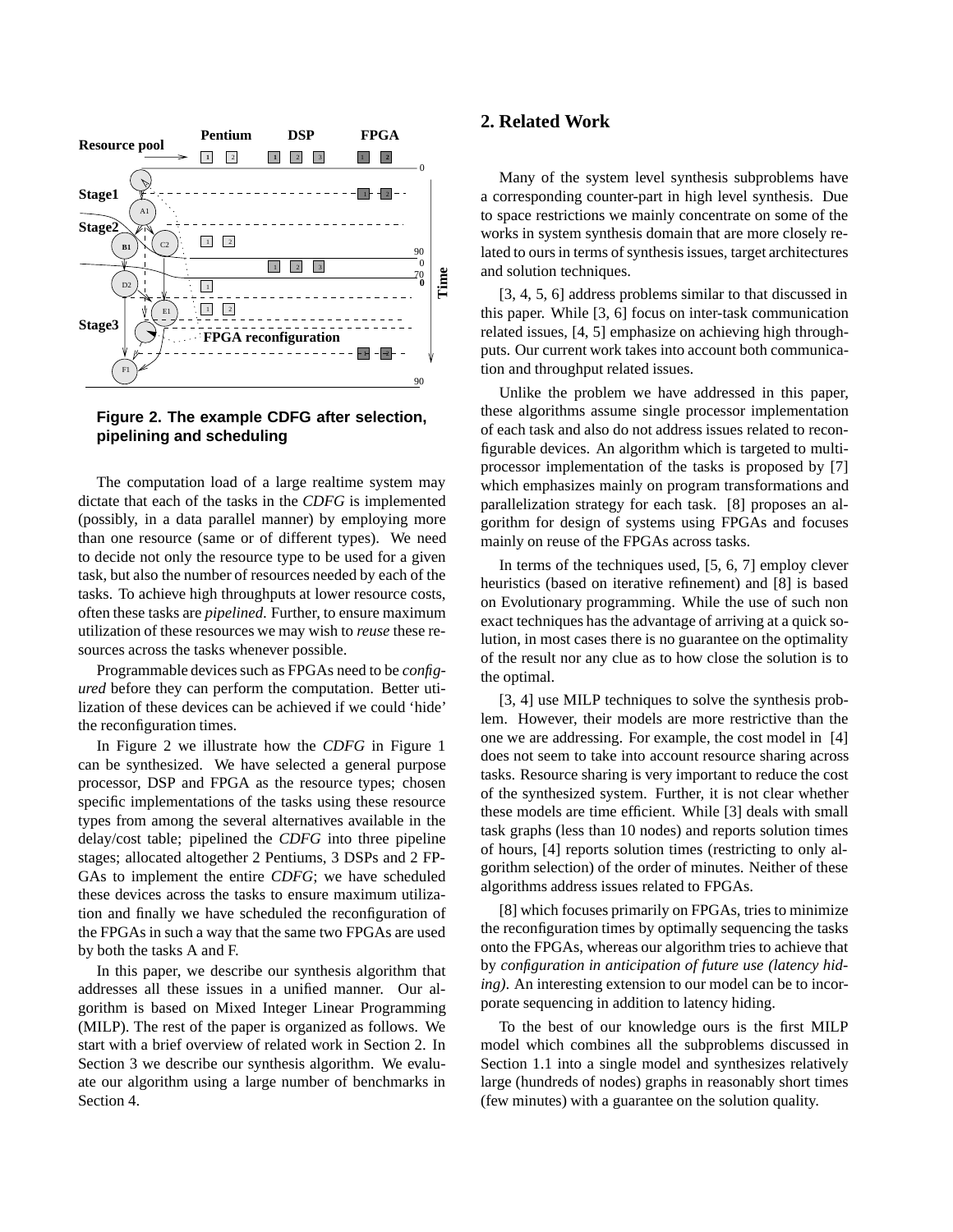Resource pool

Pentium DSP FPGA

Stage1

Stage2

Stage3

FPGA reconfiguration

Time

0

90

0

70

0

90

**Figure 2. The example CDFG after selection, pipelining and scheduling**

The computation load of a large realtime system may dictate that each of the tasks in the *CDFG* is implemented (possibly, in a data parallel manner) by employing more than one resource (same or of different types). We need to decide not only the resource type to be used for a given task, but also the number of resources needed by each of the tasks. To achieve high throughputs at lower resource costs, often these tasks are *pipelined*. Further, to ensure maximum utilization of these resources we may wish to *reuse* these resources across the tasks whenever possible.

Programmable devices such as FPGAs need to be *configured* before they can perform the computation. Better utilization of these devices can be achieved if we could 'hide' the reconfiguration times.

In Figure 2 we illustrate how the *CDFG* in Figure 1 can be synthesized. We have selected a general purpose processor, DSP and FPGA as the resource types; chosen specific implementations of the tasks using these resource types from among the several alternatives available in the delay/cost table; pipelined the *CDFG* into three pipeline stages; allocated altogether 2 Pentiums, 3 DSPs and 2 FPGAs to implement the entire *CDFG*; we have scheduled these devices across the tasks to ensure maximum utilization and finally we have scheduled the reconfiguration of the FPGAs in such a way that the same two FPGAs are used by both the tasks A and F.

In this paper, we describe our synthesis algorithm that addresses all these issues in a unified manner. Our algorithm is based on Mixed Integer Linear Programming (MILP). The rest of the paper is organized as follows. We start with a brief overview of related work in Section 2. In Section 3 we describe our synthesis algorithm. We evaluate our algorithm using a large number of benchmarks in Section 4.

## 2. Related Work

Many of the system level synthesis subproblems have a corresponding counter-part in high level synthesis. Due to space restrictions we mainly concentrate on some of the works in system synthesis domain that are more closely related to ours in terms of synthesis issues, target architectures and solution techniques.

[3, 4, 5, 6] address problems similar to that discussed in this paper. While [3, 6] focus on inter-task communication related issues, [4, 5] emphasize on achieving high throughputs. Our current work takes into account both communication and throughput related issues.

Unlike the problem we have addressed in this paper, these algorithms assume single processor implementation of each task and also do not address issues related to reconfigurable devices. An algorithm which is targeted to multiprocessor implementation of the tasks is proposed by [7] which emphasizes mainly on program transformations and parallelization strategy for each task. [8] proposes an algorithm for design of systems using FPGAs and focuses mainly on reuse of the FPGAs across tasks.

In terms of the techniques used, [5, 6, 7] employ clever heuristics (based on iterative refinement) and [8] is based on Evolutionary programming. While the use of such non exact techniques has the advantage of arriving at a quick solution, in most cases there is no guarantee on the optimality of the result nor any clue as to how close the solution is to the optimal.

[3, 4] use MILP techniques to solve the synthesis problem. However, their models are more restrictive than the one we are addressing. For example, the cost model in [4] does not seem to take into account resource sharing across tasks. Resource sharing is very important to reduce the cost of the synthesized system. Further, it is not clear whether these models are time efficient. While [3] deals with small task graphs (less than 10 nodes) and reports solution times of hours, [4] reports solution times (restricting to only algorithm selection) of the order of minutes. Neither of these algorithms address issues related to FPGAs.

[8] which focuses primarily on FPGAs, tries to minimize the reconfiguration times by optimally sequencing the tasks onto the FPGAs, whereas our algorithm tries to achieve that by *configuration in anticipation of future use (latency hiding)*. An interesting extension to our model can be to incorporate sequencing in addition to latency hiding.

To the best of our knowledge ours is the first MILP model which combines all the subproblems discussed in Section 1.1 into a single model and synthesizes relatively large (hundreds of nodes) graphs in reasonably short times (few minutes) with a guarantee on the solution quality.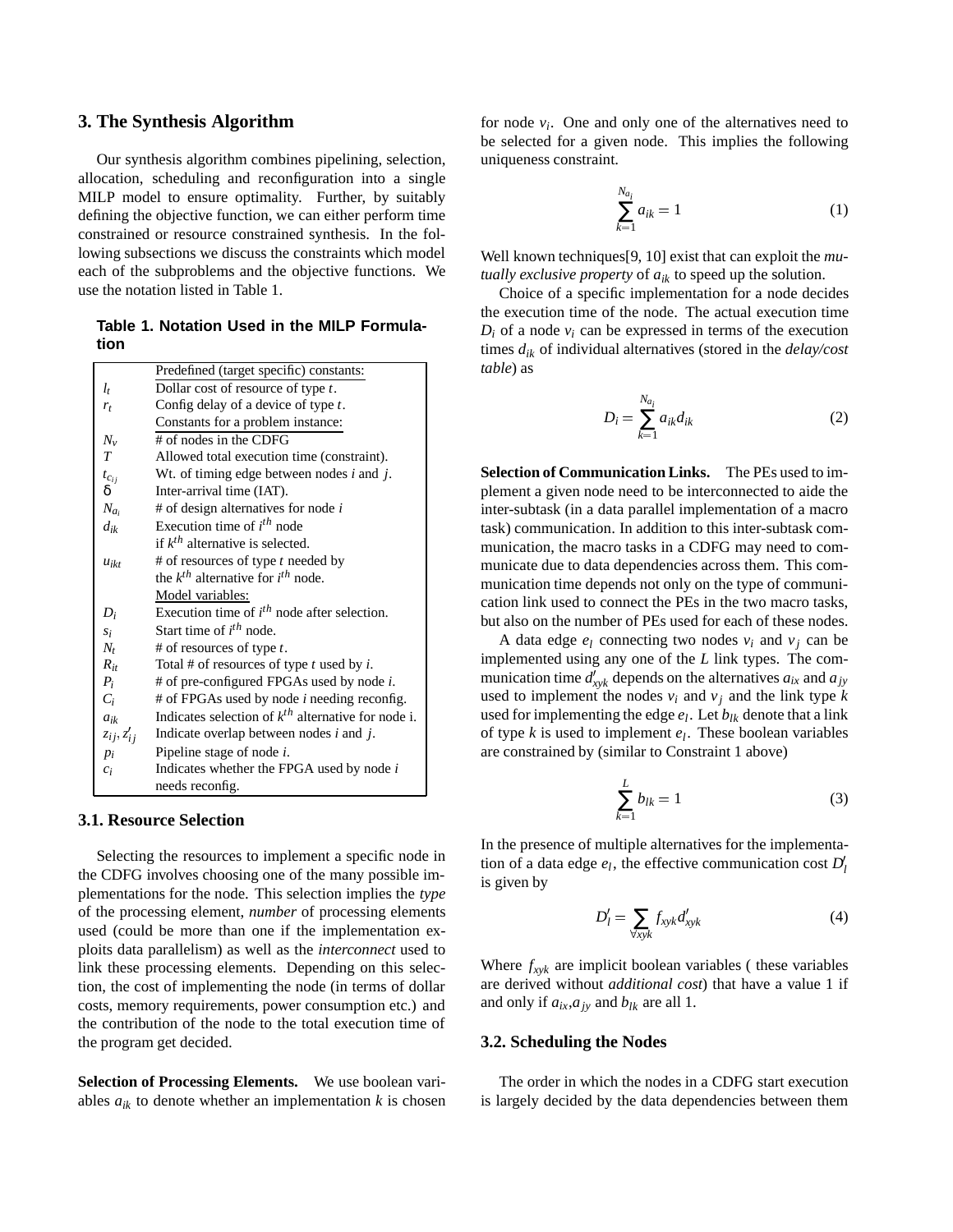## 3. The Synthesis Algorithm

Our synthesis algorithm combines pipelining, selection, allocation, scheduling and reconfiguration into a single MILP model to ensure optimality. Further, by suitably defining the objective function, we can either perform time constrained or resource constrained synthesis. In the following subsections we discuss the constraints which model each of the subproblems and the objective functions. We use the notation listed in Table 1.

**Table 1. Notation Used in the MILP Formulation**

| | Predefined (target specific) constants: |
|---|---|
| $l_t$ | Dollar cost of resource of type $t$. |
| $r_t$ | Config delay of a device of type $t$. |
| | Constants for a problem instance: |
| $N_v$ | # of nodes in the CDFG |
| $T$ | Allowed total execution time (constraint). |
| $t_{c_{ij}}$ | Wt. of timing edge between nodes $i$ and $j$. |
| $\delta$ | Inter-arrival time (IAT). |
| $N_{a_i}$ | # of design alternatives for node $i$ |
| $d_{ik}$ | Execution time of $i^{th}$ node if $k^{th}$ alternative is selected. |
| $u_{ikt}$ | # of resources of type $t$ needed by the $k^{th}$ alternative for $i^{th}$ node. |
| | Model variables: |
| $D_i$ | Execution time of $i^{th}$ node after selection. |
| $s_i$ | Start time of $i^{th}$ node. |
| $N_t$ | # of resources of type $t$. |
| $R_{it}$ | Total # of resources of type $t$ used by $i$. |
| $P_i$ | # of pre-configured FPGAs used by node $i$. |
| $C_i$ | # of FPGAs used by node $i$ needing reconfig. |
| $a_{ik}$ | Indicates selection of $k^{th}$ alternative for node i. |
| $z_{ij}, z'_{ij}$ | Indicate overlap between nodes $i$ and $j$. |
| $p_i$ | Pipeline stage of node $i$. |
| $c_i$ | Indicates whether the FPGA used by node $i$ needs reconfig. |

### 3.1. Resource Selection

Selecting the resources to implement a specific node in the CDFG involves choosing one of the many possible implementations for the node. This selection implies the *type* of the processing element, *number* of processing elements used (could be more than one if the implementation exploits data parallelism) as well as the *interconnect* used to link these processing elements. Depending on this selection, the cost of implementing the node (in terms of dollar costs, memory requirements, power consumption etc.) and the contribution of the node to the total execution time of the program get decided.

**Selection of Processing Elements.** We use boolean variables $a_{ik}$ to denote whether an implementation $k$ is chosen for node $v_i$. One and only one of the alternatives need to be selected for a given node. This implies the following uniqueness constraint.

$$\sum_{k=1}^{N_{a_i}} a_{ik} = 1 \tag{1}$$

Well known techniques[9, 10] exist that can exploit the *mutually exclusive property* of $a_{ik}$ to speed up the solution.

Choice of a specific implementation for a node decides the execution time of the node. The actual execution time $D_i$ of a node $v_i$ can be expressed in terms of the execution times $d_{ik}$ of individual alternatives (stored in the *delay/cost table*) as

$$D_i = \sum_{k=1}^{N_{a_i}} a_{ik} d_{ik} \tag{2}$$

**Selection of Communication Links.** The PEs used to implement a given node need to be interconnected to aide the inter-subtask (in a data parallel implementation of a macro task) communication. In addition to this inter-subtask communication, the macro tasks in a CDFG may need to communicate due to data dependencies across them. This communication time depends not only on the type of communication link used to connect the PEs in the two macro tasks, but also on the number of PEs used for each of these nodes.

A data edge $e_l$ connecting two nodes $v_i$ and $v_j$ can be implemented using any one of the $L$ link types. The communication time $d'_{xyk}$ depends on the alternatives $a_{ix}$ and $a_{jy}$ used to implement the nodes $v_i$ and $v_j$ and the link type $k$ used for implementing the edge $e_l$. Let $b_{lk}$ denote that a link of type $k$ is used to implement $e_l$. These boolean variables are constrained by (similar to Constraint 1 above)

$$\sum_{k=1}^{L} b_{lk} = 1 \tag{3}$$

In the presence of multiple alternatives for the implementation of a data edge $e_l$, the effective communication cost $D'_l$ is given by

$$D'_l = \sum_{\forall xyk} f_{xyk} d'_{xyk} \tag{4}$$

Where $f_{xyk}$ are implicit boolean variables ( these variables are derived without *additional cost*) that have a value 1 if and only if $a_{ix}$,$a_{jy}$ and $b_{lk}$ are all 1.

### 3.2. Scheduling the Nodes

The order in which the nodes in a CDFG start execution is largely decided by the data dependencies between them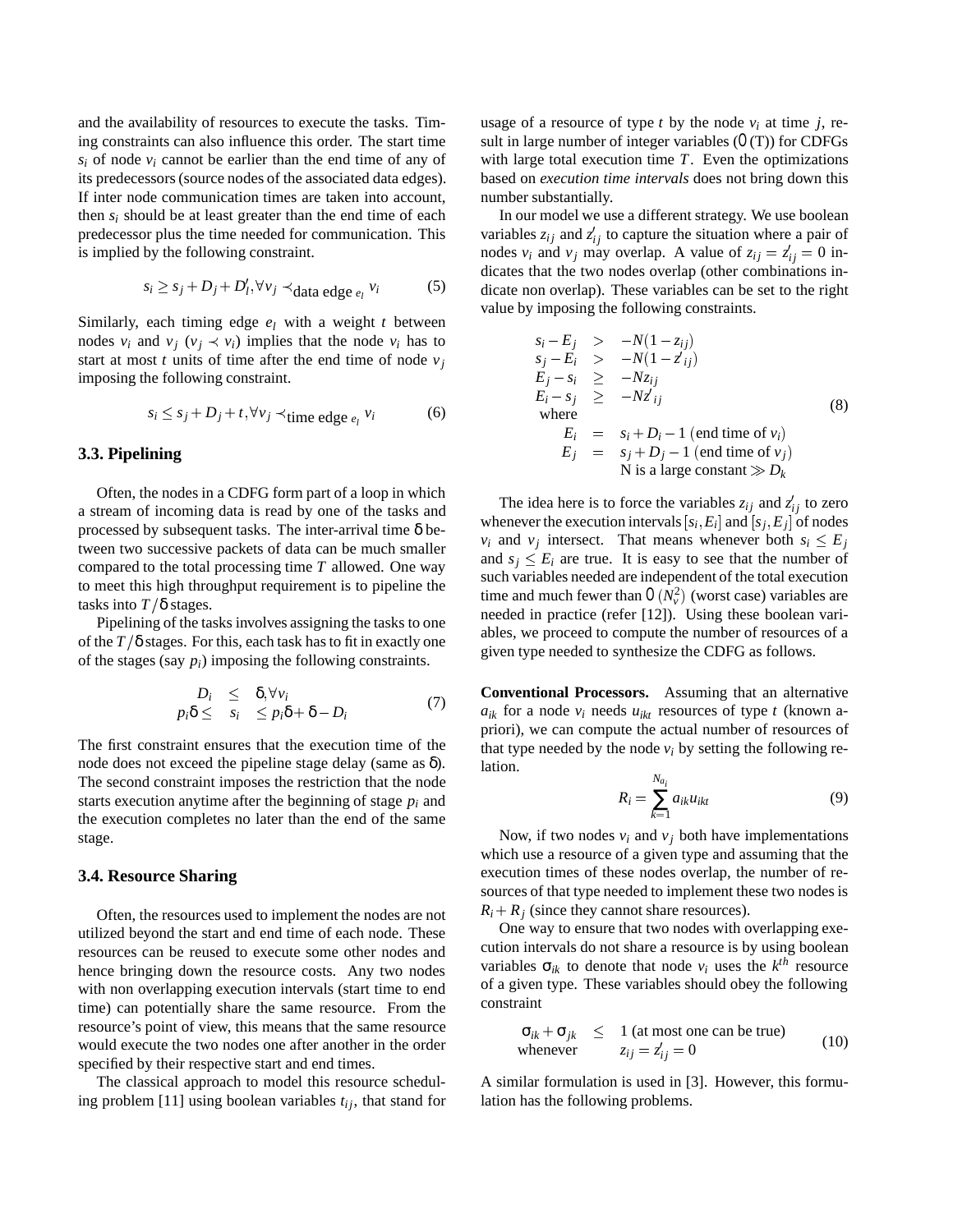and the availability of resources to execute the tasks. Timing constraints can also influence this order. The start time $s_i$ of node $v_i$ cannot be earlier than the end time of any of its predecessors (source nodes of the associated data edges). If inter node communication times are taken into account, then $s_i$ should be at least greater than the end time of each predecessor plus the time needed for communication. This is implied by the following constraint.

$$s_i \geq s_j + D_j + D'_l, \forall v_j \prec_{\text{data edge } e_l} v_i \tag{5}$$

Similarly, each timing edge $e_l$ with a weight $t$ between nodes $v_i$ and $v_j$ ($v_j \prec v_i$) implies that the node $v_i$ has to start at most $t$ units of time after the end time of node $v_j$ imposing the following constraint.

$$s_i \leq s_j + D_j + t, \forall v_j \prec_{\text{time edge } e_l} v_i \tag{6}$$

### 3.3. Pipelining

Often, the nodes in a CDFG form part of a loop in which a stream of incoming data is read by one of the tasks and processed by subsequent tasks. The inter-arrival time δ between two successive packets of data can be much smaller compared to the total processing time $T$ allowed. One way to meet this high throughput requirement is to pipeline the tasks into $T/\delta$ stages.

Pipelining of the tasks involves assigning the tasks to one of the $T/\delta$ stages. For this, each task has to fit in exactly one of the stages (say $p_i$) imposing the following constraints.

$$\begin{array}{rcl} D_i & \leq & \delta, \forall v_i \\ p_i\delta \leq & s_i & \leq p_i\delta + \delta - D_i \end{array} \tag{7}$$

The first constraint ensures that the execution time of the node does not exceed the pipeline stage delay (same as δ). The second constraint imposes the restriction that the node starts execution anytime after the beginning of stage $p_i$ and the execution completes no later than the end of the same stage.

### 3.4. Resource Sharing

Often, the resources used to implement the nodes are not utilized beyond the start and end time of each node. These resources can be reused to execute some other nodes and hence bringing down the resource costs. Any two nodes with non overlapping execution intervals (start time to end time) can potentially share the same resource. From the resource's point of view, this means that the same resource would execute the two nodes one after another in the order specified by their respective start and end times.

The classical approach to model this resource scheduling problem [11] using boolean variables $t_{ij}$, that stand for usage of a resource of type $t$ by the node $v_i$ at time $j$, result in large number of integer variables ($O(T)$) for CDFGs with large total execution time $T$. Even the optimizations based on *execution time intervals* does not bring down this number substantially.

In our model we use a different strategy. We use boolean variables $z_{ij}$ and $z'_{ij}$ to capture the situation where a pair of nodes $v_i$ and $v_j$ may overlap. A value of $z_{ij} = z'_{ij} = 0$ indicates that the two nodes overlap (other combinations indicate non overlap). These variables can be set to the right value by imposing the following constraints.

$$\begin{array}{rcl} s_i - E_j & > & -N(1 - z_{ij}) \\ s_j - E_i & > & -N(1 - z'_{ij}) \\ E_j - s_i & \geq & -Nz_{ij} \\ E_i - s_j & \geq & -Nz'_{ij} \\ \text{where} & & \\ E_i & = & s_i + D_i - 1 \text{ (end time of } v_i) \\ E_j & = & s_j + D_j - 1 \text{ (end time of } v_j) \\ & & \text{N is a large constant} \gg D_k \end{array} \tag{8}$$

The idea here is to force the variables $z_{ij}$ and $z'_{ij}$ to zero whenever the execution intervals $[s_i, E_i]$ and $[s_j, E_j]$ of nodes $v_i$ and $v_j$ intersect. That means whenever both $s_i \leq E_j$ and $s_j \leq E_i$ are true. It is easy to see that the number of such variables needed are independent of the total execution time and much fewer than $O(N_v^2)$ (worst case) variables are needed in practice (refer [12]). Using these boolean variables, we proceed to compute the number of resources of a given type needed to synthesize the CDFG as follows.

**Conventional Processors.** Assuming that an alternative $a_{ik}$ for a node $v_i$ needs $u_{ikt}$ resources of type $t$ (known a-priori), we can compute the actual number of resources of that type needed by the node $v_i$ by setting the following relation.

$$R_i = \sum_{k=1}^{N_{a_i}} a_{ik} u_{ikt} \tag{9}$$

Now, if two nodes $v_i$ and $v_j$ both have implementations which use a resource of a given type and assuming that the execution times of these nodes overlap, the number of resources of that type needed to implement these two nodes is $R_i + R_j$ (since they cannot share resources).

One way to ensure that two nodes with overlapping execution intervals do not share a resource is by using boolean variables $\sigma_{ik}$ to denote that node $v_i$ uses the $k^{th}$ resource of a given type. These variables should obey the following constraint

$$\begin{array}{rcl} \sigma_{ik} + \sigma_{jk} & \leq & 1 \text{ (at most one can be true)} \\ \text{whenever} & & z_{ij} = z'_{ij} = 0 \end{array} \tag{10}$$

A similar formulation is used in [3]. However, this formulation has the following problems.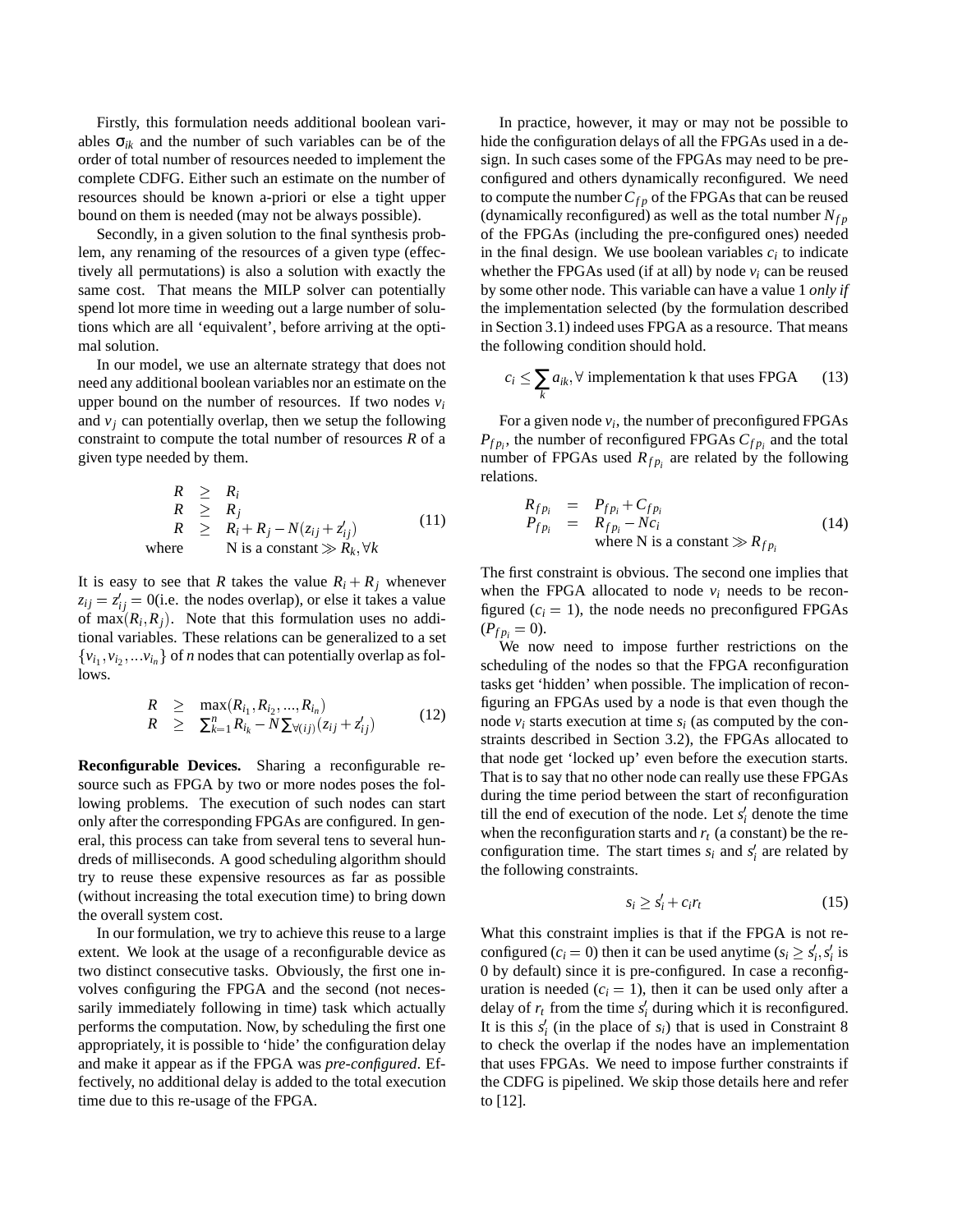Firstly, this formulation needs additional boolean variables $\sigma_{ik}$ and the number of such variables can be of the order of total number of resources needed to implement the complete CDFG. Either such an estimate on the number of resources should be known a-priori or else a tight upper bound on them is needed (may not be always possible).

Secondly, in a given solution to the final synthesis problem, any renaming of the resources of a given type (effectively all permutations) is also a solution with exactly the same cost. That means the MILP solver can potentially spend lot more time in weeding out a large number of solutions which are all 'equivalent', before arriving at the optimal solution.

In our model, we use an alternate strategy that does not need any additional boolean variables nor an estimate on the upper bound on the number of resources. If two nodes $v_i$ and $v_j$ can potentially overlap, then we setup the following constraint to compute the total number of resources $R$ of a given type needed by them.

$$
\begin{array}{rcl}
R & \geq & R_i \\
R & \geq & R_j \\
R & \geq & R_i + R_j - N(z_{ij} + z'_{ij}) \\
\text{where} & & \text{N is a constant} \gg R_k, \forall k
\end{array}
\tag{11}
$$

It is easy to see that $R$ takes the value $R_i + R_j$ whenever $z_{ij} = z'_{ij} = 0$(i.e. the nodes overlap), or else it takes a value of $\max(R_i, R_j)$. Note that this formulation uses no additional variables. These relations can be generalized to a set $\{v_{i_1}, v_{i_2}, ...v_{i_n}\}$ of $n$ nodes that can potentially overlap as follows.

$$
\begin{array}{rcl}
R & \geq & \max(R_{i_1}, R_{i_2}, ..., R_{i_n}) \\
R & \geq & \sum_{k=1}^{n} R_{i_k} - N \sum_{\forall (ij)} (z_{ij} + z'_{ij})
\end{array}
\tag{12}
$$

**Reconfigurable Devices.** Sharing a reconfigurable resource such as FPGA by two or more nodes poses the following problems. The execution of such nodes can start only after the corresponding FPGAs are configured. In general, this process can take from several tens to several hundreds of milliseconds. A good scheduling algorithm should try to reuse these expensive resources as far as possible (without increasing the total execution time) to bring down the overall system cost.

In our formulation, we try to achieve this reuse to a large extent. We look at the usage of a reconfigurable device as two distinct consecutive tasks. Obviously, the first one involves configuring the FPGA and the second (not necessarily immediately following in time) task which actually performs the computation. Now, by scheduling the first one appropriately, it is possible to 'hide' the configuration delay and make it appear as if the FPGA was *pre-configured*. Effectively, no additional delay is added to the total execution time due to this re-usage of the FPGA.

In practice, however, it may or may not be possible to hide the configuration delays of all the FPGAs used in a design. In such cases some of the FPGAs may need to be preconfigured and others dynamically reconfigured. We need to compute the number $C_{fp}$ of the FPGAs that can be reused (dynamically reconfigured) as well as the total number $N_{fp}$ of the FPGAs (including the pre-configured ones) needed in the final design. We use boolean variables $c_i$ to indicate whether the FPGAs used (if at all) by node $v_i$ can be reused by some other node. This variable can have a value 1 *only if* the implementation selected (by the formulation described in Section 3.1) indeed uses FPGA as a resource. That means the following condition should hold.

$$
c_i \leq \sum_k a_{ik}, \forall \text{ implementation k that uses FPGA} \tag{13}
$$

For a given node $v_i$, the number of preconfigured FPGAs $P_{fp_i}$, the number of reconfigured FPGAs $C_{fp_i}$ and the total number of FPGAs used $R_{fp_i}$ are related by the following relations.

$$
\begin{array}{rcl}
R_{fp_i} & = & P_{fp_i} + C_{fp_i} \\
P_{fp_i} & = & R_{fp_i} - Nc_i \\
& & \text{where N is a constant} \gg R_{fp_i}
\end{array}
\tag{14}
$$

The first constraint is obvious. The second one implies that when the FPGA allocated to node $v_i$ needs to be reconfigured ($c_i = 1$), the node needs no preconfigured FPGAs ($P_{fp_i} = 0$).

We now need to impose further restrictions on the scheduling of the nodes so that the FPGA reconfiguration tasks get 'hidden' when possible. The implication of reconfiguring an FPGAs used by a node is that even though the node $v_i$ starts execution at time $s_i$ (as computed by the constraints described in Section 3.2), the FPGAs allocated to that node get 'locked up' even before the execution starts. That is to say that no other node can really use these FPGAs during the time period between the start of reconfiguration till the end of execution of the node. Let $s'_i$ denote the time when the reconfiguration starts and $r_t$ (a constant) be the reconfiguration time. The start times $s_i$ and $s'_i$ are related by the following constraints.

$$
s_i \geq s'_i + c_i r_t \tag{15}
$$

What this constraint implies is that if the FPGA is not reconfigured ($c_i = 0$) then it can be used anytime ($s_i \geq s'_i, s'_i$ is 0 by default) since it is pre-configured. In case a reconfiguration is needed ($c_i = 1$), then it can be used only after a delay of $r_t$ from the time $s'_i$ during which it is reconfigured. It is this $s'_i$ (in the place of $s_i$) that is used in Constraint 8 to check the overlap if the nodes have an implementation that uses FPGAs. We need to impose further constraints if the CDFG is pipelined. We skip those details here and refer to [12].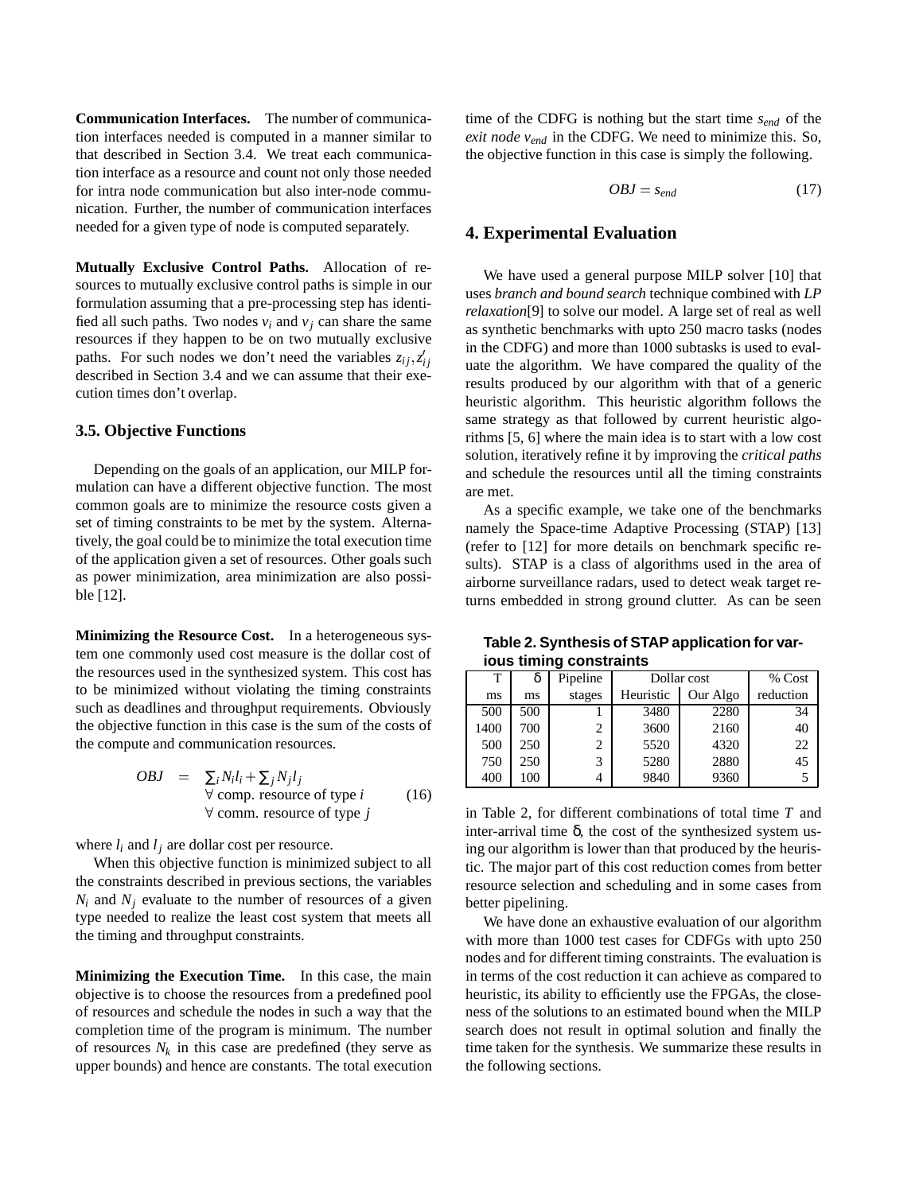**Communication Interfaces.** The number of communication interfaces needed is computed in a manner similar to that described in Section 3.4. We treat each communication interface as a resource and count not only those needed for intra node communication but also inter-node communication. Further, the number of communication interfaces needed for a given type of node is computed separately.

**Mutually Exclusive Control Paths.** Allocation of resources to mutually exclusive control paths is simple in our formulation assuming that a pre-processing step has identified all such paths. Two nodes $v_i$ and $v_j$ can share the same resources if they happen to be on two mutually exclusive paths. For such nodes we don't need the variables $z_{ij}, z'_{ij}$ described in Section 3.4 and we can assume that their execution times don't overlap.

### 3.5. Objective Functions

Depending on the goals of an application, our MILP formulation can have a different objective function. The most common goals are to minimize the resource costs given a set of timing constraints to be met by the system. Alternatively, the goal could be to minimize the total execution time of the application given a set of resources. Other goals such as power minimization, area minimization are also possible [12].

**Minimizing the Resource Cost.** In a heterogeneous system one commonly used cost measure is the dollar cost of the resources used in the synthesized system. This cost has to be minimized without violating the timing constraints such as deadlines and throughput requirements. Obviously the objective function in this case is the sum of the costs of the compute and communication resources.

$$OBJ = \sum_i N_i l_i + \sum_j N_j l_j \quad \begin{array}{l} \forall \text{ comp. resource of type } i \\ \forall \text{ comm. resource of type } j \end{array} \qquad (16)$$

where $l_i$ and $l_j$ are dollar cost per resource.

When this objective function is minimized subject to all the constraints described in previous sections, the variables $N_i$ and $N_j$ evaluate to the number of resources of a given type needed to realize the least cost system that meets all the timing and throughput constraints.

**Minimizing the Execution Time.** In this case, the main objective is to choose the resources from a predefined pool of resources and schedule the nodes in such a way that the completion time of the program is minimum. The number of resources $N_k$ in this case are predefined (they serve as upper bounds) and hence are constants. The total execution time of the CDFG is nothing but the start time $s_{end}$ of the *exit node* $v_{end}$ in the CDFG. We need to minimize this. So, the objective function in this case is simply the following.

$$OBJ = s_{end} \qquad (17)$$

## 4. Experimental Evaluation

We have used a general purpose MILP solver [10] that uses *branch and bound search* technique combined with *LP relaxation*[9] to solve our model. A large set of real as well as synthetic benchmarks with upto 250 macro tasks (nodes in the CDFG) and more than 1000 subtasks is used to evaluate the algorithm. We have compared the quality of the results produced by our algorithm with that of a generic heuristic algorithm. This heuristic algorithm follows the same strategy as that followed by current heuristic algorithms [5, 6] where the main idea is to start with a low cost solution, iteratively refine it by improving the *critical paths* and schedule the resources until all the timing constraints are met.

As a specific example, we take one of the benchmarks namely the Space-time Adaptive Processing (STAP) [13] (refer to [12] for more details on benchmark specific results). STAP is a class of algorithms used in the area of airborne surveillance radars, used to detect weak target returns embedded in strong ground clutter. As can be seen in Table 2, for different combinations of total time $T$ and inter-arrival time $\delta$, the cost of the synthesized system using our algorithm is lower than that produced by the heuristic. The major part of this cost reduction comes from better resource selection and scheduling and in some cases from better pipelining.

**Table 2. Synthesis of STAP application for various timing constraints**

| T | δ | Pipeline | Dollar cost | | % Cost |
|---|---|---|---|---|---|
| ms | ms | stages | Heuristic | Our Algo | reduction |
| 500 | 500 | 1 | 3480 | 2280 | 34 |
| 1400 | 700 | 2 | 3600 | 2160 | 40 |
| 500 | 250 | 2 | 5520 | 4320 | 22 |
| 750 | 250 | 3 | 5280 | 2880 | 45 |
| 400 | 100 | 4 | 9840 | 9360 | 5 |

We have done an exhaustive evaluation of our algorithm with more than 1000 test cases for CDFGs with upto 250 nodes and for different timing constraints. The evaluation is in terms of the cost reduction it can achieve as compared to heuristic, its ability to efficiently use the FPGAs, the closeness of the solutions to an estimated bound when the MILP search does not result in optimal solution and finally the time taken for the synthesis. We summarize these results in the following sections.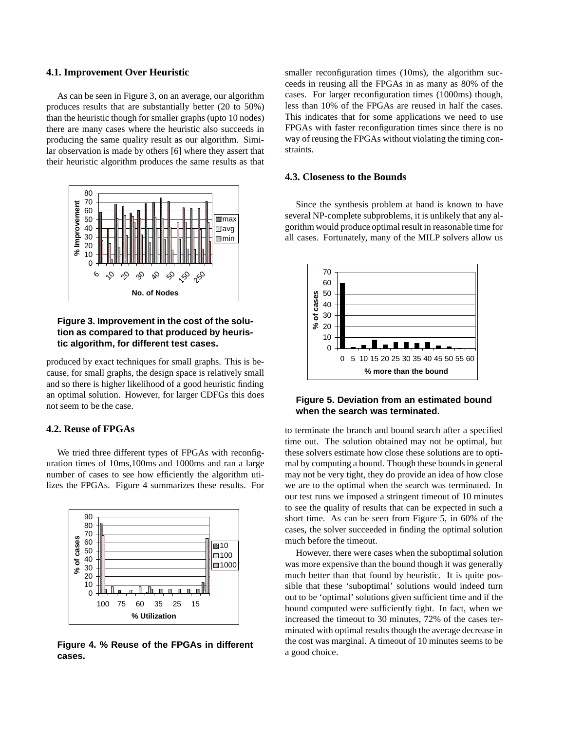### 4.1. Improvement Over Heuristic

As can be seen in Figure 3, on an average, our algorithm produces results that are substantially better (20 to 50%) than the heuristic though for smaller graphs (upto 10 nodes) there are many cases where the heuristic also succeeds in producing the same quality result as our algorithm. Similar observation is made by others [6] where they assert that their heuristic algorithm produces the same results as that produced by exact techniques for small graphs. This is because, for small graphs, the design space is relatively small and so there is higher likelihood of a good heuristic finding an optimal solution. However, for larger CDFGs this does not seem to be the case.

**Figure 3. Improvement in the cost of the solution as compared to that produced by heuristic algorithm, for different test cases.**

### 4.2. Reuse of FPGAs

We tried three different types of FPGAs with reconfiguration times of 10ms,100ms and 1000ms and ran a large number of cases to see how efficiently the algorithm utilizes the FPGAs. Figure 4 summarizes these results. For smaller reconfiguration times (10ms), the algorithm succeeds in reusing all the FPGAs in as many as 80% of the cases. For larger reconfiguration times (1000ms) though, less than 10% of the FPGAs are reused in half the cases. This indicates that for some applications we need to use FPGAs with faster reconfiguration times since there is no way of reusing the FPGAs without violating the timing constraints.

**Figure 4. % Reuse of the FPGAs in different cases.**

### 4.3. Closeness to the Bounds

Since the synthesis problem at hand is known to have several NP-complete subproblems, it is unlikely that any algorithm would produce optimal result in reasonable time for all cases. Fortunately, many of the MILP solvers allow us to terminate the branch and bound search after a specified time out. The solution obtained may not be optimal, but these solvers estimate how close these solutions are to optimal by computing a bound. Though these bounds in general may not be very tight, they do provide an idea of how close we are to the optimal when the search was terminated. In our test runs we imposed a stringent timeout of 10 minutes to see the quality of results that can be expected in such a short time. As can be seen from Figure 5, in 60% of the cases, the solver succeeded in finding the optimal solution much before the timeout.

**Figure 5. Deviation from an estimated bound when the search was terminated.**

However, there were cases when the suboptimal solution was more expensive than the bound though it was generally much better than that found by heuristic. It is quite possible that these 'suboptimal' solutions would indeed turn out to be 'optimal' solutions given sufficient time and if the bound computed were sufficiently tight. In fact, when we increased the timeout to 30 minutes, 72% of the cases terminated with optimal results though the average decrease in the cost was marginal. A timeout of 10 minutes seems to be a good choice.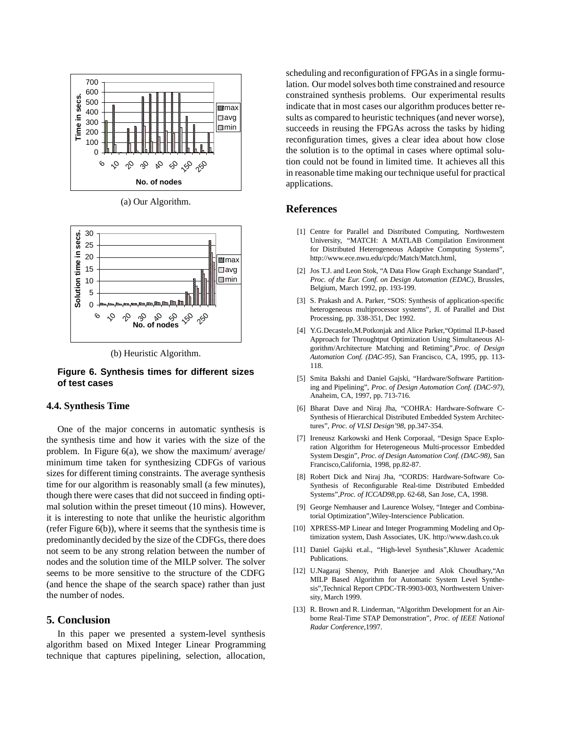700
600
500
400
300
200
100
0

Time in secs.

max
avg
min

6 10 20 30 40 50 150 250

No. of nodes

(a) Our Algorithm.

30
25
20
15
10
5
0

Solution time in secs.

max
avg
min

6 10 20 30 40 50 150 250

No. of nodes

(b) Heuristic Algorithm.

**Figure 6. Synthesis times for different sizes of test cases**

### 4.4. Synthesis Time

One of the major concerns in automatic synthesis is the synthesis time and how it varies with the size of the problem. In Figure 6(a), we show the maximum/ average/ minimum time taken for synthesizing CDFGs of various sizes for different timing constraints. The average synthesis time for our algorithm is reasonably small (a few minutes), though there were cases that did not succeed in finding optimal solution within the preset timeout (10 mins). However, it is interesting to note that unlike the heuristic algorithm (refer Figure 6(b)), where it seems that the synthesis time is predominantly decided by the size of the CDFGs, there does not seem to be any strong relation between the number of nodes and the solution time of the MILP solver. The solver seems to be more sensitive to the structure of the CDFG (and hence the shape of the search space) rather than just the number of nodes.

## 5. Conclusion

In this paper we presented a system-level synthesis algorithm based on Mixed Integer Linear Programming technique that captures pipelining, selection, allocation, scheduling and reconfiguration of FPGAs in a single formulation. Our model solves both time constrained and resource constrained synthesis problems. Our experimental results indicate that in most cases our algorithm produces better results as compared to heuristic techniques (and never worse), succeeds in reusing the FPGAs across the tasks by hiding reconfiguration times, gives a clear idea about how close the solution is to the optimal in cases where optimal solution could not be found in limited time. It achieves all this in reasonable time making our technique useful for practical applications.

## References

[1] Centre for Parallel and Distributed Computing, Northwestern University, "MATCH: A MATLAB Compilation Environment for Distributed Heterogeneous Adaptive Computing Systems", http://www.ece.nwu.edu/cpdc/Match/Match.html,

[2] Jos T.J. and Leon Stok, "A Data Flow Graph Exchange Standard", *Proc. of the Eur. Conf. on Design Automation (EDAC)*, Brussles, Belgium, March 1992, pp. 193-199.

[3] S. Prakash and A. Parker, "SOS: Synthesis of application-specific heterogeneous multiprocessor systems", Jl. of Parallel and Dist Processing, pp. 338-351, Dec 1992.

[4] Y.G.Decastelo,M.Potkonjak and Alice Parker,"Optimal ILP-based Approach for Throughtput Optimization Using Simultaneous Algorithm/Architecture Matching and Retiming",*Proc. of Design Automation Conf. (DAC-95)*, San Francisco, CA, 1995, pp. 113-118.

[5] Smita Bakshi and Daniel Gajski, "Hardware/Software Partitioning and Pipelining", *Proc. of Design Automation Conf. (DAC-97)*, Anaheim, CA, 1997, pp. 713-716.

[6] Bharat Dave and Niraj Jha, "COHRA: Hardware-Software C-Synthesis of Hierarchical Distributed Embedded System Architectures", *Proc. of VLSI Design'98*, pp.347-354.

[7] Ireneusz Karkowski and Henk Corporaal, "Design Space Exploration Algorithm for Heterogeneous Multi-processor Embedded System Desgin", *Proc. of Design Automation Conf. (DAC-98)*, San Francisco,California, 1998, pp.82-87.

[8] Robert Dick and Niraj Jha, "CORDS: Hardware-Software Co-Synthesis of Reconfigurable Real-time Distributed Embedded Systems",*Proc. of ICCAD98*,pp. 62-68, San Jose, CA, 1998.

[9] George Nemhauser and Laurence Wolsey, "Integer and Combinatorial Optimization",Wiley-Interscience Publication.

[10] XPRESS-MP Linear and Integer Programming Modeling and Optimization system, Dash Associates, UK. http://www.dash.co.uk

[11] Daniel Gajski et.al., "High-level Synthesis",Kluwer Academic Publications.

[12] U.Nagaraj Shenoy, Prith Banerjee and Alok Choudhary,"An MILP Based Algorithm for Automatic System Level Synthesis",Technical Report CPDC-TR-9903-003, Northwestern University, March 1999.

[13] R. Brown and R. Linderman, "Algorithm Development for an Airborne Real-Time STAP Demonstration", *Proc. of IEEE National Radar Conference*,1997.